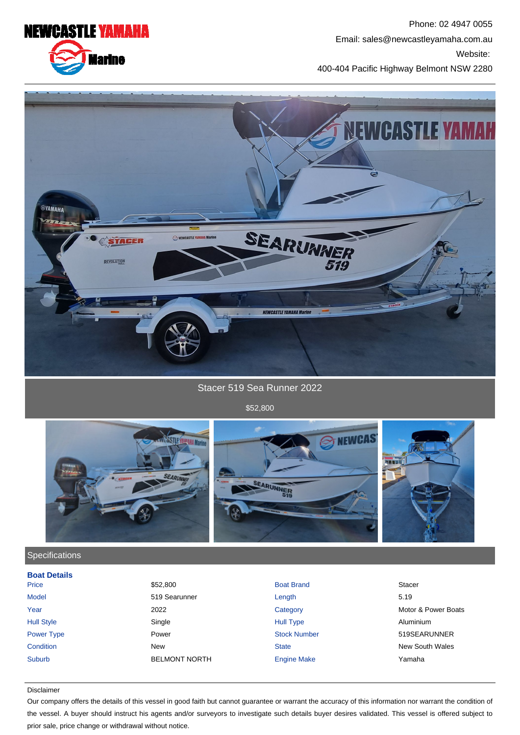Phone: 02 4947 0055

Email: sales@newcastleyamaha.com.au

Website:

400-404 Pacific Highway Belmont NSW 2280

# Stacer 519 Sea Runner 2022

$52,800

## Specifications

### Boat Details

| | | | |
|---|---|---|---|
| Price | $52,800 | Boat Brand | Stacer |
| Model | 519 Searunner | Length | 5.19 |
| Year | 2022 | Category | Motor & Power Boats |
| Hull Style | Single | Hull Type | Aluminium |
| Power Type | Power | Stock Number | 519SEARUNNER |
| Condition | New | State | New South Wales |
| Suburb | BELMONT NORTH | Engine Make | Yamaha |

Disclaimer

Our company offers the details of this vessel in good faith but cannot guarantee or warrant the accuracy of this information nor warrant the condition of the vessel. A buyer should instruct his agents and/or surveyors to investigate such details buyer desires validated. This vessel is offered subject to prior sale, price change or withdrawal without notice.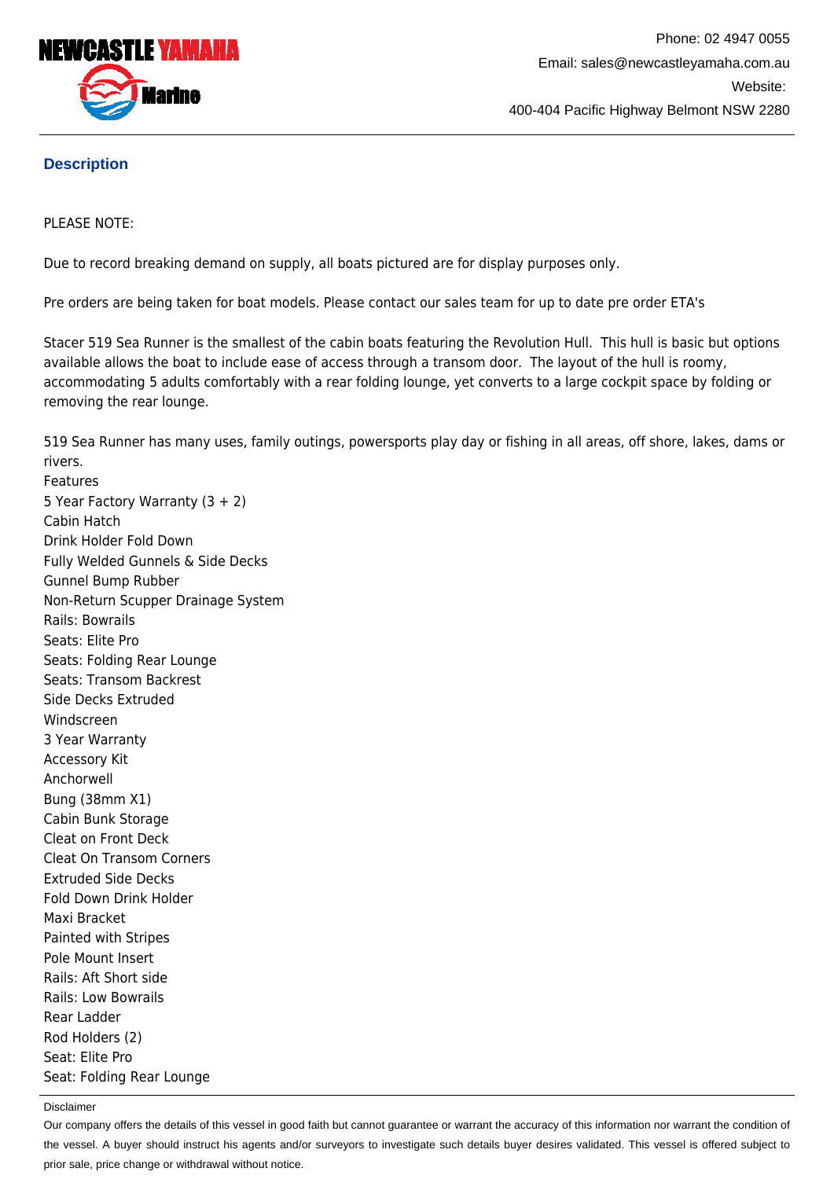## Description

PLEASE NOTE:

Due to record breaking demand on supply, all boats pictured are for display purposes only.

Pre orders are being taken for boat models. Please contact our sales team for up to date pre order ETA's

Stacer 519 Sea Runner is the smallest of the cabin boats featuring the Revolution Hull. This hull is basic but options available allows the boat to include ease of access through a transom door. The layout of the hull is roomy, accommodating 5 adults comfortably with a rear folding lounge, yet converts to a large cockpit space by folding or removing the rear lounge.

519 Sea Runner has many uses, family outings, powersports play day or fishing in all areas, off shore, lakes, dams or rivers.

Features
5 Year Factory Warranty (3 + 2)
Cabin Hatch
Drink Holder Fold Down
Fully Welded Gunnels & Side Decks
Gunnel Bump Rubber
Non-Return Scupper Drainage System
Rails: Bowrails
Seats: Elite Pro
Seats: Folding Rear Lounge
Seats: Transom Backrest
Side Decks Extruded
Windscreen
3 Year Warranty
Accessory Kit
Anchorwell
Bung (38mm X1)
Cabin Bunk Storage
Cleat on Front Deck
Cleat On Transom Corners
Extruded Side Decks
Fold Down Drink Holder
Maxi Bracket
Painted with Stripes
Pole Mount Insert
Rails: Aft Short side
Rails: Low Bowrails
Rear Ladder
Rod Holders (2)
Seat: Elite Pro
Seat: Folding Rear Lounge

Disclaimer

Our company offers the details of this vessel in good faith but cannot guarantee or warrant the accuracy of this information nor warrant the condition of the vessel. A buyer should instruct his agents and/or surveyors to investigate such details buyer desires validated. This vessel is offered subject to prior sale, price change or withdrawal without notice.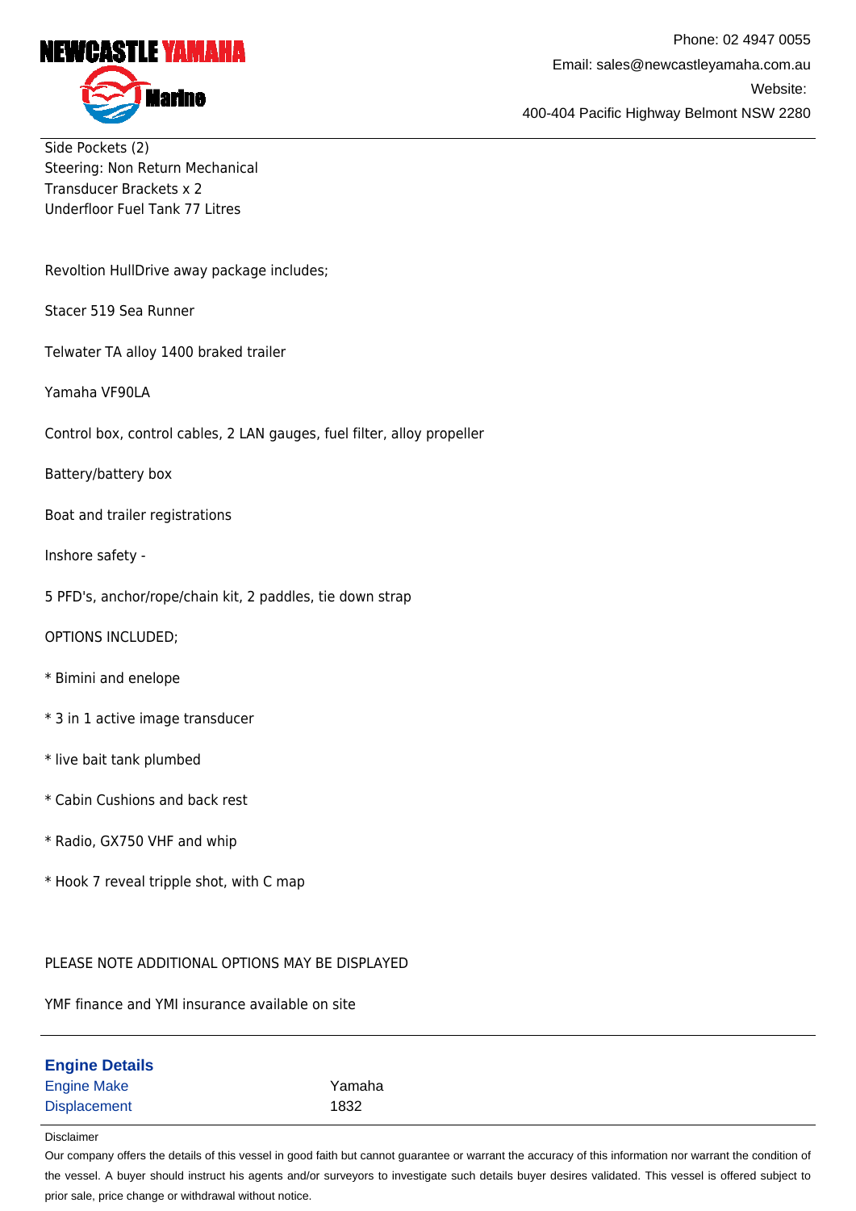Side Pockets (2)
Steering: Non Return Mechanical
Transducer Brackets x 2
Underfloor Fuel Tank 77 Litres

Revoltion HullDrive away package includes;

Stacer 519 Sea Runner

Telwater TA alloy 1400 braked trailer

Yamaha VF90LA

Control box, control cables, 2 LAN gauges, fuel filter, alloy propeller

Battery/battery box

Boat and trailer registrations

Inshore safety -

5 PFD's, anchor/rope/chain kit, 2 paddles, tie down strap

OPTIONS INCLUDED;

* Bimini and enelope

* 3 in 1 active image transducer

* live bait tank plumbed

* Cabin Cushions and back rest

* Radio, GX750 VHF and whip

* Hook 7 reveal tripple shot, with C map

PLEASE NOTE ADDITIONAL OPTIONS MAY BE DISPLAYED

YMF finance and YMI insurance available on site

## Engine Details

| | |
|---|---|
| Engine Make | Yamaha |
| Displacement | 1832 |

Disclaimer

Our company offers the details of this vessel in good faith but cannot guarantee or warrant the accuracy of this information nor warrant the condition of the vessel. A buyer should instruct his agents and/or surveyors to investigate such details buyer desires validated. This vessel is offered subject to prior sale, price change or withdrawal without notice.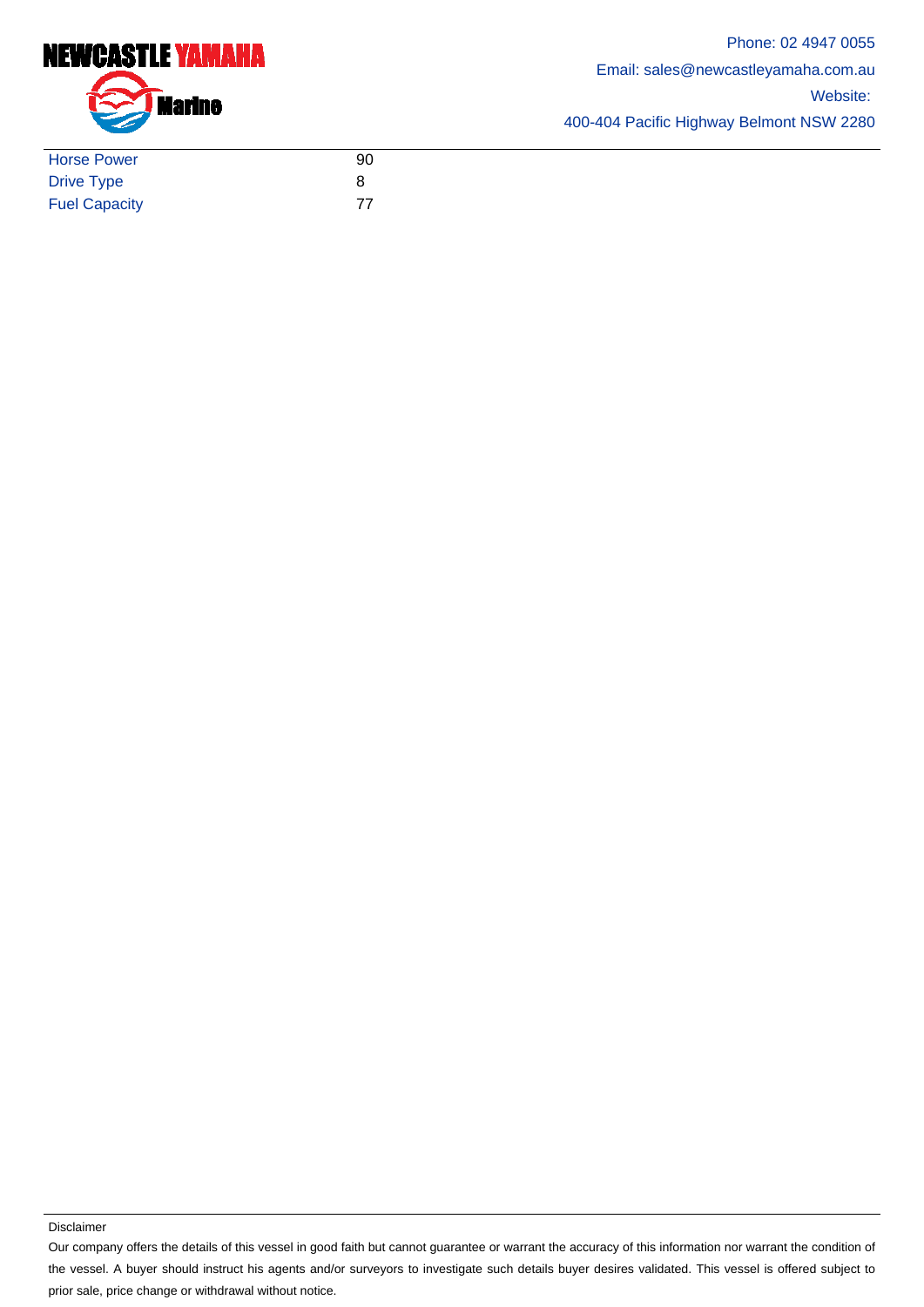| | |
|---|---|
| Horse Power | 90 |
| Drive Type | 8 |
| Fuel Capacity | 77 |

Disclaimer

Our company offers the details of this vessel in good faith but cannot guarantee or warrant the accuracy of this information nor warrant the condition of the vessel. A buyer should instruct his agents and/or surveyors to investigate such details buyer desires validated. This vessel is offered subject to prior sale, price change or withdrawal without notice.